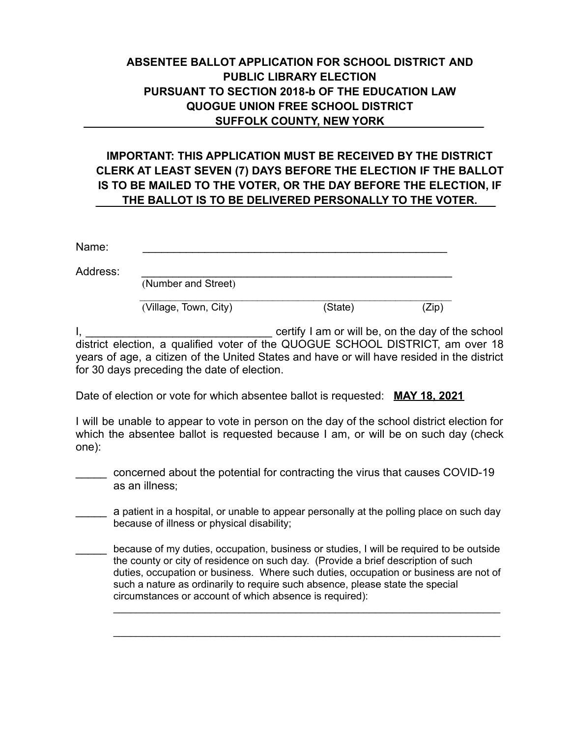# ABSENTEE BALLOT APPLICATION FOR SCHOOL DISTRICT AND PUBLIC LIBRARY ELECTION
## PURSUANT TO SECTION 2018-b OF THE EDUCATION LAW
## QUOGUE UNION FREE SCHOOL DISTRICT
## SUFFOLK COUNTY, NEW YORK

**IMPORTANT: THIS APPLICATION MUST BE RECEIVED BY THE DISTRICT CLERK AT LEAST SEVEN (7) DAYS BEFORE THE ELECTION IF THE BALLOT IS TO BE MAILED TO THE VOTER, OR THE DAY BEFORE THE ELECTION, IF THE BALLOT IS TO BE DELIVERED PERSONALLY TO THE VOTER.**

Name: ___________________________________________________

Address: ___________________________________________________
(Number and Street)

___________________________________________________
(Village, Town, City) (State) (Zip)

I, ______________________________ certify I am or will be, on the day of the school district election, a qualified voter of the QUOGUE SCHOOL DISTRICT, am over 18 years of age, a citizen of the United States and have or will have resided in the district for 30 days preceding the date of election.

Date of election or vote for which absentee ballot is requested: **MAY 18, 2021**

I will be unable to appear to vote in person on the day of the school district election for which the absentee ballot is requested because I am, or will be on such day (check one):

_____ concerned about the potential for contracting the virus that causes COVID-19 as an illness;

_____ a patient in a hospital, or unable to appear personally at the polling place on such day because of illness or physical disability;

_____ because of my duties, occupation, business or studies, I will be required to be outside the county or city of residence on such day. (Provide a brief description of such duties, occupation or business. Where such duties, occupation or business are not of such a nature as ordinarily to require such absence, please state the special circumstances or account of which absence is required):

_________________________________________________________________

_________________________________________________________________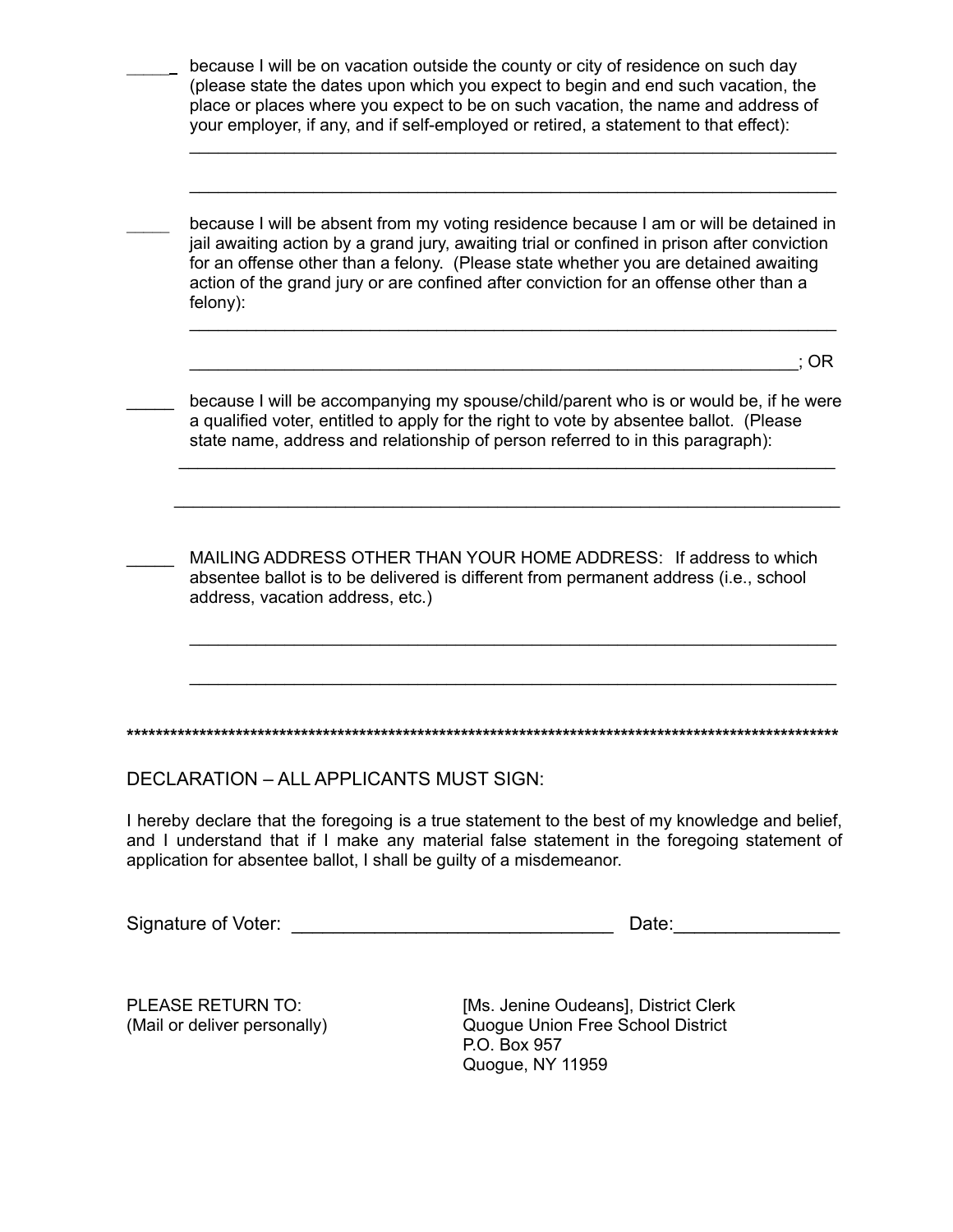_____ because I will be on vacation outside the county or city of residence on such day (please state the dates upon which you expect to begin and end such vacation, the place or places where you expect to be on such vacation, the name and address of your employer, if any, and if self-employed or retired, a statement to that effect):

_____________________________________________________________________

_____________________________________________________________________

_____ because I will be absent from my voting residence because I am or will be detained in jail awaiting action by a grand jury, awaiting trial or confined in prison after conviction for an offense other than a felony. (Please state whether you are detained awaiting action of the grand jury or are confined after conviction for an offense other than a felony):

_____________________________________________________________________

__________________________________________________________________; OR

_____ because I will be accompanying my spouse/child/parent who is or would be, if he were a qualified voter, entitled to apply for the right to vote by absentee ballot. (Please state name, address and relationship of person referred to in this paragraph):

_____________________________________________________________________

_____________________________________________________________________

_____ MAILING ADDRESS OTHER THAN YOUR HOME ADDRESS: If address to which absentee ballot is to be delivered is different from permanent address (i.e., school address, vacation address, etc.)

_____________________________________________________________________

_____________________________________________________________________

****************************************************************************************************

DECLARATION – ALL APPLICANTS MUST SIGN:

I hereby declare that the foregoing is a true statement to the best of my knowledge and belief, and I understand that if I make any material false statement in the foregoing statement of application for absentee ballot, I shall be guilty of a misdemeanor.

Signature of Voter: _______________________________ Date:________________

PLEASE RETURN TO:
(Mail or deliver personally)

[Ms. Jenine Oudeans], District Clerk
Quogue Union Free School District
P.O. Box 957
Quogue, NY 11959